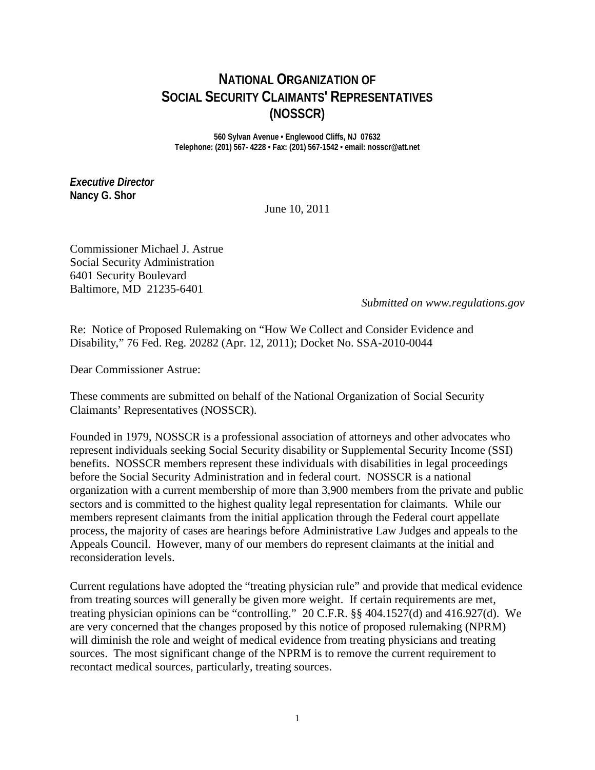# NATIONAL ORGANIZATION OF SOCIAL SECURITY CLAIMANTS' REPRESENTATIVES (NOSSCR)

**560 Sylvan Avenue • Englewood Cliffs, NJ 07632**
**Telephone: (201) 567- 4228 • Fax: (201) 567-1542 • email: nosscr@att.net**

***Executive Director***
**Nancy G. Shor**

June 10, 2011

Commissioner Michael J. Astrue
Social Security Administration
6401 Security Boulevard
Baltimore, MD 21235-6401

*Submitted on www.regulations.gov*

Re: Notice of Proposed Rulemaking on "How We Collect and Consider Evidence and Disability," 76 Fed. Reg. 20282 (Apr. 12, 2011); Docket No. SSA-2010-0044

Dear Commissioner Astrue:

These comments are submitted on behalf of the National Organization of Social Security Claimants' Representatives (NOSSCR).

Founded in 1979, NOSSCR is a professional association of attorneys and other advocates who represent individuals seeking Social Security disability or Supplemental Security Income (SSI) benefits. NOSSCR members represent these individuals with disabilities in legal proceedings before the Social Security Administration and in federal court. NOSSCR is a national organization with a current membership of more than 3,900 members from the private and public sectors and is committed to the highest quality legal representation for claimants. While our members represent claimants from the initial application through the Federal court appellate process, the majority of cases are hearings before Administrative Law Judges and appeals to the Appeals Council. However, many of our members do represent claimants at the initial and reconsideration levels.

Current regulations have adopted the "treating physician rule" and provide that medical evidence from treating sources will generally be given more weight. If certain requirements are met, treating physician opinions can be "controlling." 20 C.F.R. §§ 404.1527(d) and 416.927(d). We are very concerned that the changes proposed by this notice of proposed rulemaking (NPRM) will diminish the role and weight of medical evidence from treating physicians and treating sources. The most significant change of the NPRM is to remove the current requirement to recontact medical sources, particularly, treating sources.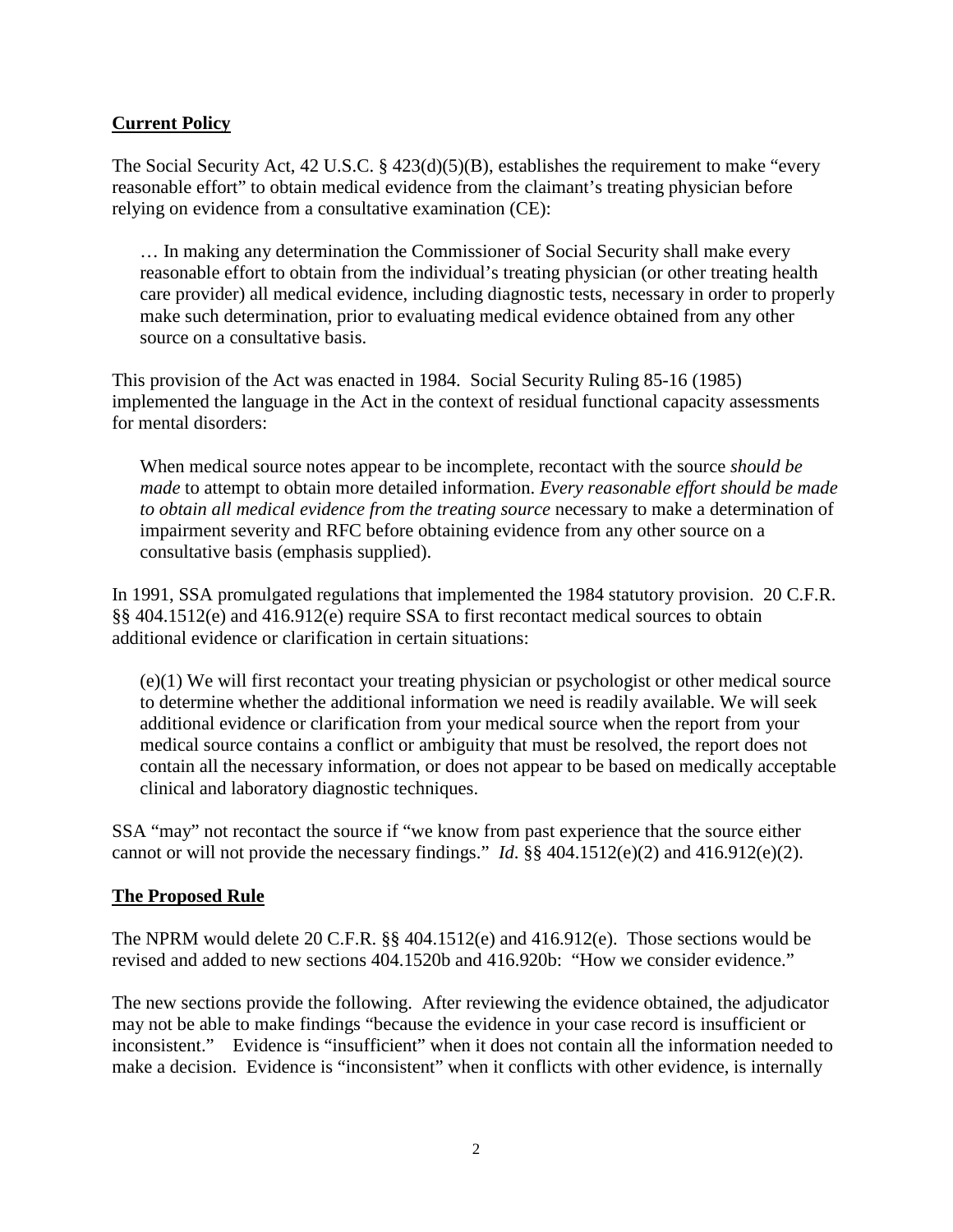## **Current Policy**

The Social Security Act, 42 U.S.C. § 423(d)(5)(B), establishes the requirement to make "every reasonable effort" to obtain medical evidence from the claimant's treating physician before relying on evidence from a consultative examination (CE):

> … In making any determination the Commissioner of Social Security shall make every reasonable effort to obtain from the individual's treating physician (or other treating health care provider) all medical evidence, including diagnostic tests, necessary in order to properly make such determination, prior to evaluating medical evidence obtained from any other source on a consultative basis.

This provision of the Act was enacted in 1984. Social Security Ruling 85-16 (1985) implemented the language in the Act in the context of residual functional capacity assessments for mental disorders:

> When medical source notes appear to be incomplete, recontact with the source *should be made* to attempt to obtain more detailed information. *Every reasonable effort should be made to obtain all medical evidence from the treating source* necessary to make a determination of impairment severity and RFC before obtaining evidence from any other source on a consultative basis (emphasis supplied).

In 1991, SSA promulgated regulations that implemented the 1984 statutory provision. 20 C.F.R. §§ 404.1512(e) and 416.912(e) require SSA to first recontact medical sources to obtain additional evidence or clarification in certain situations:

> (e)(1) We will first recontact your treating physician or psychologist or other medical source to determine whether the additional information we need is readily available. We will seek additional evidence or clarification from your medical source when the report from your medical source contains a conflict or ambiguity that must be resolved, the report does not contain all the necessary information, or does not appear to be based on medically acceptable clinical and laboratory diagnostic techniques.

SSA "may" not recontact the source if "we know from past experience that the source either cannot or will not provide the necessary findings." *Id*. §§ 404.1512(e)(2) and 416.912(e)(2).

## **The Proposed Rule**

The NPRM would delete 20 C.F.R. §§ 404.1512(e) and 416.912(e). Those sections would be revised and added to new sections 404.1520b and 416.920b: "How we consider evidence."

The new sections provide the following. After reviewing the evidence obtained, the adjudicator may not be able to make findings "because the evidence in your case record is insufficient or inconsistent." Evidence is "insufficient" when it does not contain all the information needed to make a decision. Evidence is "inconsistent" when it conflicts with other evidence, is internally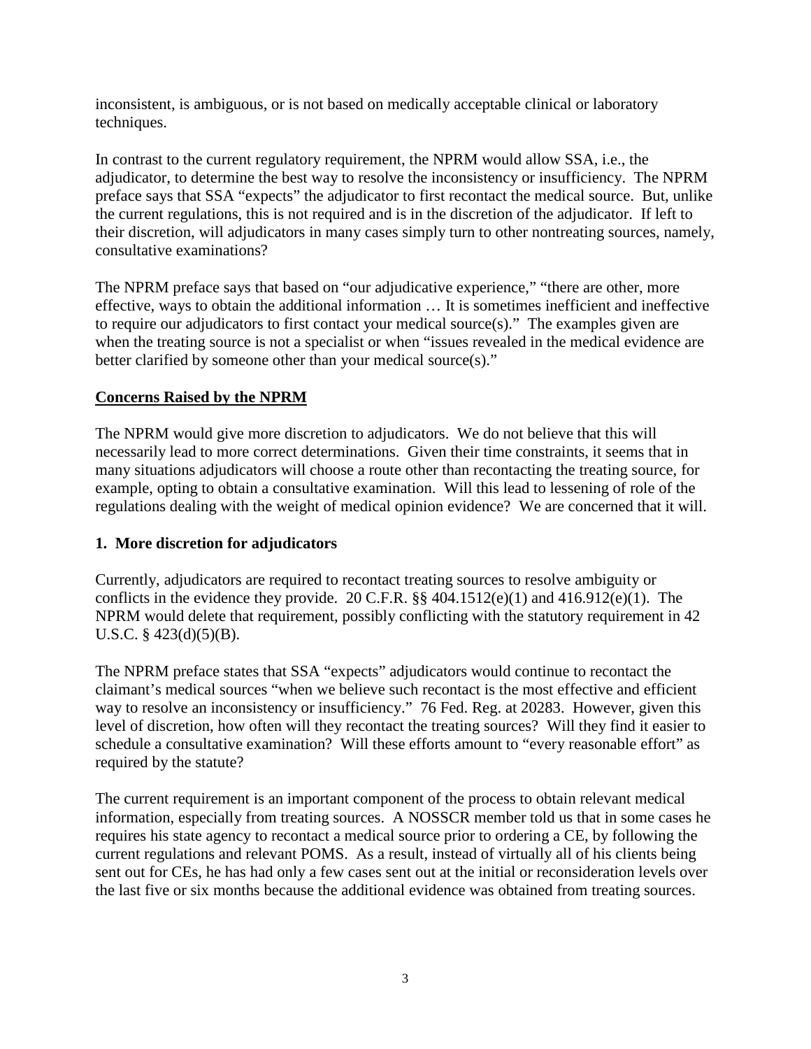inconsistent, is ambiguous, or is not based on medically acceptable clinical or laboratory techniques.

In contrast to the current regulatory requirement, the NPRM would allow SSA, i.e., the adjudicator, to determine the best way to resolve the inconsistency or insufficiency. The NPRM preface says that SSA "expects" the adjudicator to first recontact the medical source. But, unlike the current regulations, this is not required and is in the discretion of the adjudicator. If left to their discretion, will adjudicators in many cases simply turn to other nontreating sources, namely, consultative examinations?

The NPRM preface says that based on "our adjudicative experience," "there are other, more effective, ways to obtain the additional information … It is sometimes inefficient and ineffective to require our adjudicators to first contact your medical source(s)." The examples given are when the treating source is not a specialist or when "issues revealed in the medical evidence are better clarified by someone other than your medical source(s)."

## <u>Concerns Raised by the NPRM</u>

The NPRM would give more discretion to adjudicators. We do not believe that this will necessarily lead to more correct determinations. Given their time constraints, it seems that in many situations adjudicators will choose a route other than recontacting the treating source, for example, opting to obtain a consultative examination. Will this lead to lessening of role of the regulations dealing with the weight of medical opinion evidence? We are concerned that it will.

### 1. More discretion for adjudicators

Currently, adjudicators are required to recontact treating sources to resolve ambiguity or conflicts in the evidence they provide. 20 C.F.R. §§ 404.1512(e)(1) and 416.912(e)(1). The NPRM would delete that requirement, possibly conflicting with the statutory requirement in 42 U.S.C. § 423(d)(5)(B).

The NPRM preface states that SSA "expects" adjudicators would continue to recontact the claimant's medical sources "when we believe such recontact is the most effective and efficient way to resolve an inconsistency or insufficiency." 76 Fed. Reg. at 20283. However, given this level of discretion, how often will they recontact the treating sources? Will they find it easier to schedule a consultative examination? Will these efforts amount to "every reasonable effort" as required by the statute?

The current requirement is an important component of the process to obtain relevant medical information, especially from treating sources. A NOSSCR member told us that in some cases he requires his state agency to recontact a medical source prior to ordering a CE, by following the current regulations and relevant POMS. As a result, instead of virtually all of his clients being sent out for CEs, he has had only a few cases sent out at the initial or reconsideration levels over the last five or six months because the additional evidence was obtained from treating sources.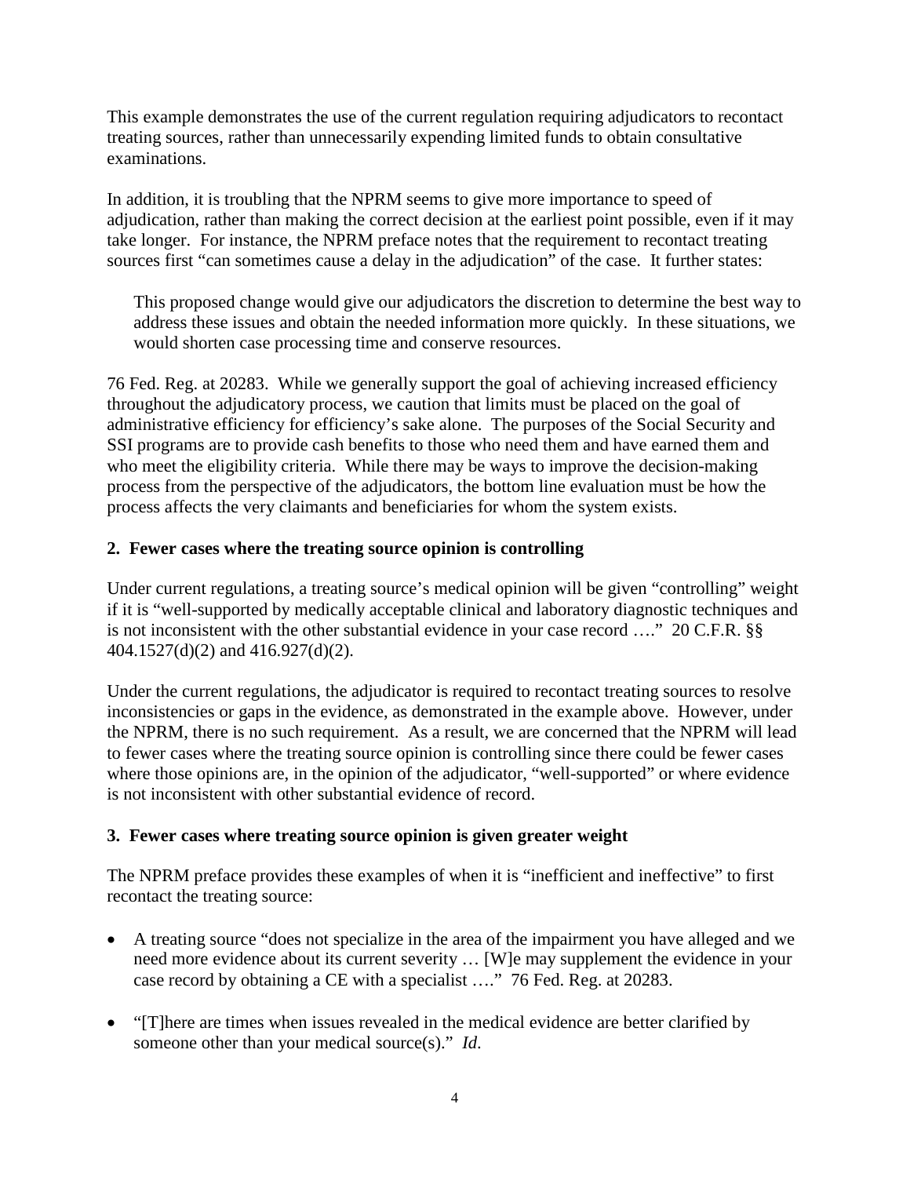This example demonstrates the use of the current regulation requiring adjudicators to recontact treating sources, rather than unnecessarily expending limited funds to obtain consultative examinations.

In addition, it is troubling that the NPRM seems to give more importance to speed of adjudication, rather than making the correct decision at the earliest point possible, even if it may take longer. For instance, the NPRM preface notes that the requirement to recontact treating sources first "can sometimes cause a delay in the adjudication" of the case. It further states:

> This proposed change would give our adjudicators the discretion to determine the best way to address these issues and obtain the needed information more quickly. In these situations, we would shorten case processing time and conserve resources.

76 Fed. Reg. at 20283. While we generally support the goal of achieving increased efficiency throughout the adjudicatory process, we caution that limits must be placed on the goal of administrative efficiency for efficiency's sake alone. The purposes of the Social Security and SSI programs are to provide cash benefits to those who need them and have earned them and who meet the eligibility criteria. While there may be ways to improve the decision-making process from the perspective of the adjudicators, the bottom line evaluation must be how the process affects the very claimants and beneficiaries for whom the system exists.

**2. Fewer cases where the treating source opinion is controlling**

Under current regulations, a treating source's medical opinion will be given "controlling" weight if it is "well-supported by medically acceptable clinical and laboratory diagnostic techniques and is not inconsistent with the other substantial evidence in your case record …." 20 C.F.R. §§ 404.1527(d)(2) and 416.927(d)(2).

Under the current regulations, the adjudicator is required to recontact treating sources to resolve inconsistencies or gaps in the evidence, as demonstrated in the example above. However, under the NPRM, there is no such requirement. As a result, we are concerned that the NPRM will lead to fewer cases where the treating source opinion is controlling since there could be fewer cases where those opinions are, in the opinion of the adjudicator, "well-supported" or where evidence is not inconsistent with other substantial evidence of record.

**3. Fewer cases where treating source opinion is given greater weight**

The NPRM preface provides these examples of when it is "inefficient and ineffective" to first recontact the treating source:

- A treating source "does not specialize in the area of the impairment you have alleged and we need more evidence about its current severity … [W]e may supplement the evidence in your case record by obtaining a CE with a specialist …." 76 Fed. Reg. at 20283.
- "[T]here are times when issues revealed in the medical evidence are better clarified by someone other than your medical source(s)." *Id*.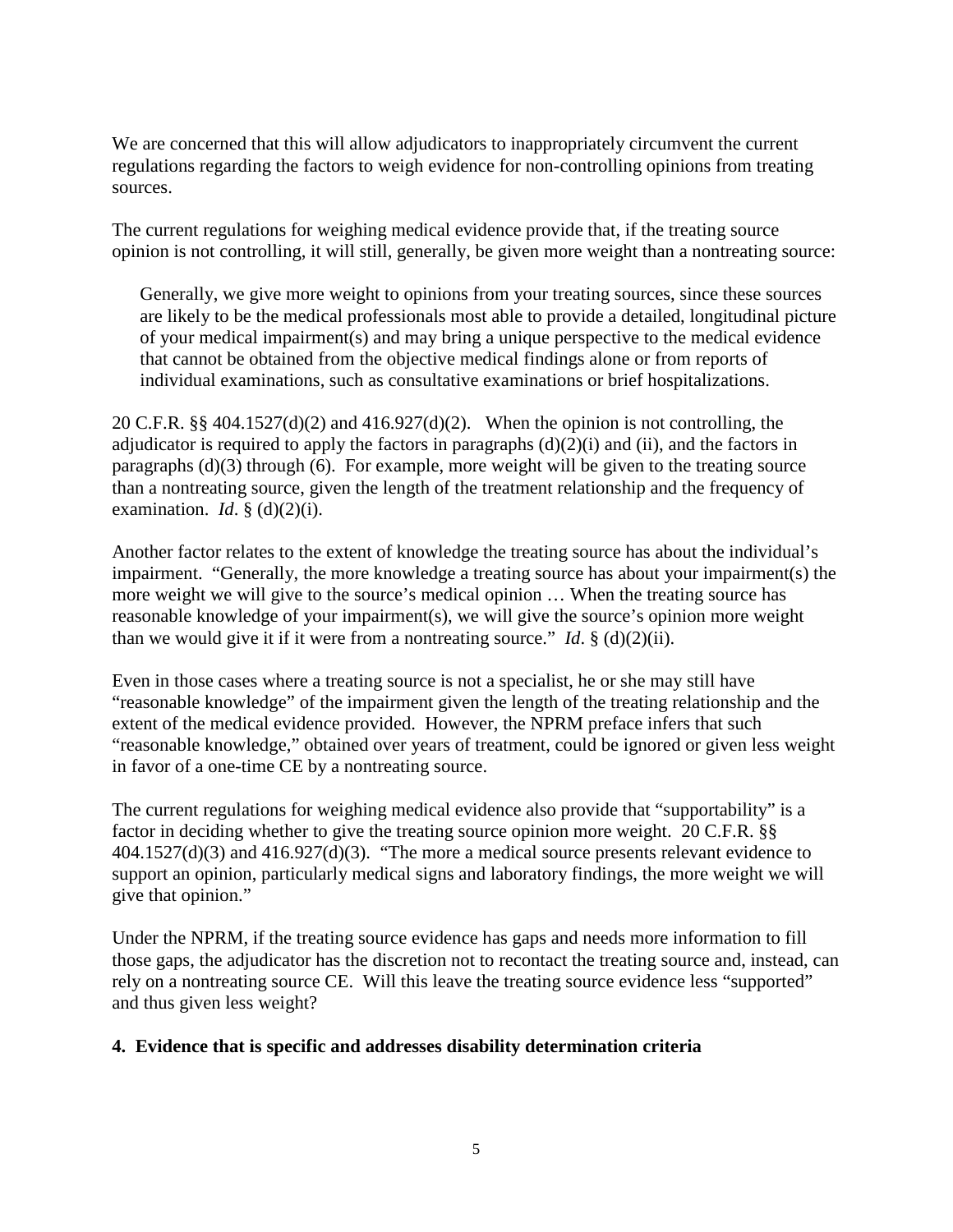We are concerned that this will allow adjudicators to inappropriately circumvent the current regulations regarding the factors to weigh evidence for non-controlling opinions from treating sources.

The current regulations for weighing medical evidence provide that, if the treating source opinion is not controlling, it will still, generally, be given more weight than a nontreating source:

> Generally, we give more weight to opinions from your treating sources, since these sources are likely to be the medical professionals most able to provide a detailed, longitudinal picture of your medical impairment(s) and may bring a unique perspective to the medical evidence that cannot be obtained from the objective medical findings alone or from reports of individual examinations, such as consultative examinations or brief hospitalizations.

20 C.F.R. §§ 404.1527(d)(2) and 416.927(d)(2). When the opinion is not controlling, the adjudicator is required to apply the factors in paragraphs (d)(2)(i) and (ii), and the factors in paragraphs (d)(3) through (6). For example, more weight will be given to the treating source than a nontreating source, given the length of the treatment relationship and the frequency of examination. *Id*. § (d)(2)(i).

Another factor relates to the extent of knowledge the treating source has about the individual's impairment. "Generally, the more knowledge a treating source has about your impairment(s) the more weight we will give to the source's medical opinion … When the treating source has reasonable knowledge of your impairment(s), we will give the source's opinion more weight than we would give it if it were from a nontreating source." *Id*. § (d)(2)(ii).

Even in those cases where a treating source is not a specialist, he or she may still have "reasonable knowledge" of the impairment given the length of the treating relationship and the extent of the medical evidence provided. However, the NPRM preface infers that such "reasonable knowledge," obtained over years of treatment, could be ignored or given less weight in favor of a one-time CE by a nontreating source.

The current regulations for weighing medical evidence also provide that "supportability" is a factor in deciding whether to give the treating source opinion more weight. 20 C.F.R. §§ 404.1527(d)(3) and 416.927(d)(3). "The more a medical source presents relevant evidence to support an opinion, particularly medical signs and laboratory findings, the more weight we will give that opinion."

Under the NPRM, if the treating source evidence has gaps and needs more information to fill those gaps, the adjudicator has the discretion not to recontact the treating source and, instead, can rely on a nontreating source CE. Will this leave the treating source evidence less "supported" and thus given less weight?

**4. Evidence that is specific and addresses disability determination criteria**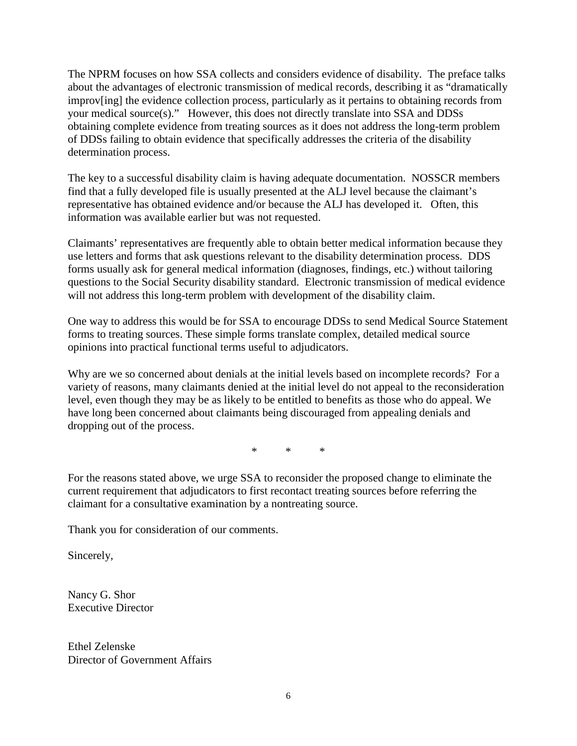The NPRM focuses on how SSA collects and considers evidence of disability. The preface talks about the advantages of electronic transmission of medical records, describing it as "dramatically improv[ing] the evidence collection process, particularly as it pertains to obtaining records from your medical source(s)." However, this does not directly translate into SSA and DDSs obtaining complete evidence from treating sources as it does not address the long-term problem of DDSs failing to obtain evidence that specifically addresses the criteria of the disability determination process.

The key to a successful disability claim is having adequate documentation. NOSSCR members find that a fully developed file is usually presented at the ALJ level because the claimant's representative has obtained evidence and/or because the ALJ has developed it. Often, this information was available earlier but was not requested.

Claimants' representatives are frequently able to obtain better medical information because they use letters and forms that ask questions relevant to the disability determination process. DDS forms usually ask for general medical information (diagnoses, findings, etc.) without tailoring questions to the Social Security disability standard. Electronic transmission of medical evidence will not address this long-term problem with development of the disability claim.

One way to address this would be for SSA to encourage DDSs to send Medical Source Statement forms to treating sources. These simple forms translate complex, detailed medical source opinions into practical functional terms useful to adjudicators.

Why are we so concerned about denials at the initial levels based on incomplete records? For a variety of reasons, many claimants denied at the initial level do not appeal to the reconsideration level, even though they may be as likely to be entitled to benefits as those who do appeal. We have long been concerned about claimants being discouraged from appealing denials and dropping out of the process.

\* \* \*

For the reasons stated above, we urge SSA to reconsider the proposed change to eliminate the current requirement that adjudicators to first recontact treating sources before referring the claimant for a consultative examination by a nontreating source.

Thank you for consideration of our comments.

Sincerely,

Nancy G. Shor
Executive Director

Ethel Zelenske
Director of Government Affairs